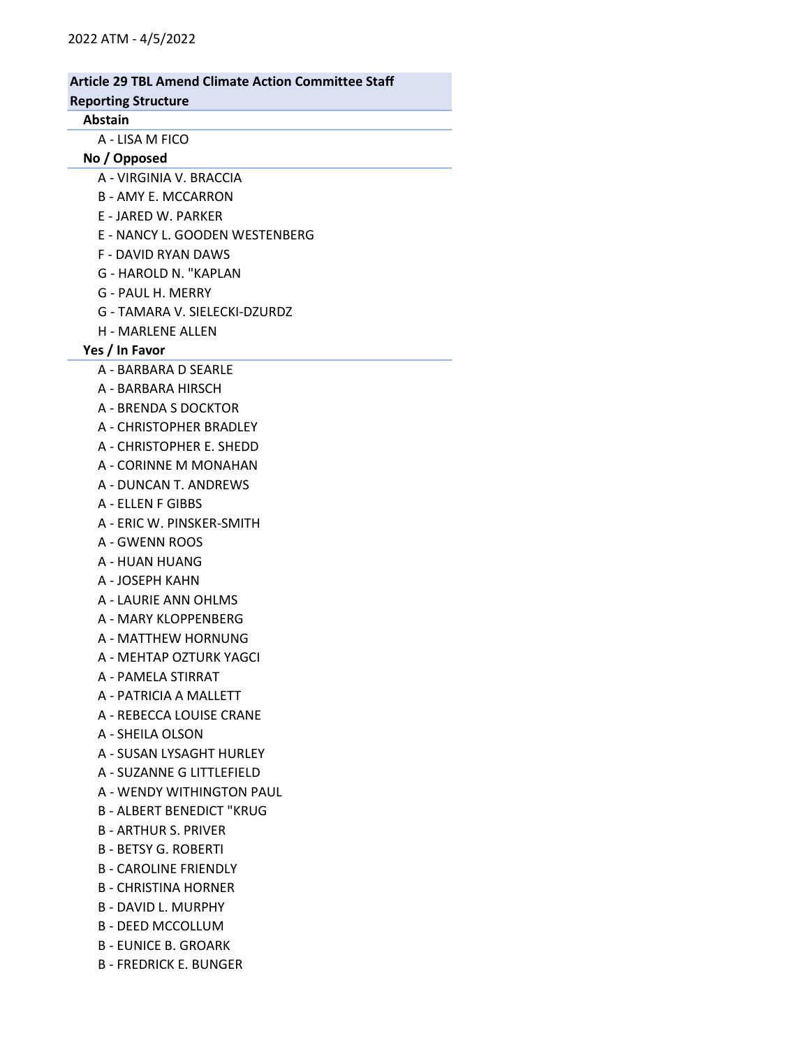2022 ATM - 4/5/2022

## Article 29 TBL Amend Climate Action Committee Staff Reporting Structure

### Abstain

- A - LISA M FICO

### No / Opposed

- A - VIRGINIA V. BRACCIA
- B - AMY E. MCCARRON
- E - JARED W. PARKER
- E - NANCY L. GOODEN WESTENBERG
- F - DAVID RYAN DAWS
- G - HAROLD N. "KAPLAN
- G - PAUL H. MERRY
- G - TAMARA V. SIELECKI-DZURDZ
- H - MARLENE ALLEN

### Yes / In Favor

- A - BARBARA D SEARLE
- A - BARBARA HIRSCH
- A - BRENDA S DOCKTOR
- A - CHRISTOPHER BRADLEY
- A - CHRISTOPHER E. SHEDD
- A - CORINNE M MONAHAN
- A - DUNCAN T. ANDREWS
- A - ELLEN F GIBBS
- A - ERIC W. PINSKER-SMITH
- A - GWENN ROOS
- A - HUAN HUANG
- A - JOSEPH KAHN
- A - LAURIE ANN OHLMS
- A - MARY KLOPPENBERG
- A - MATTHEW HORNUNG
- A - MEHTAP OZTURK YAGCI
- A - PAMELA STIRRAT
- A - PATRICIA A MALLETT
- A - REBECCA LOUISE CRANE
- A - SHEILA OLSON
- A - SUSAN LYSAGHT HURLEY
- A - SUZANNE G LITTLEFIELD
- A - WENDY WITHINGTON PAUL
- B - ALBERT BENEDICT "KRUG
- B - ARTHUR S. PRIVER
- B - BETSY G. ROBERTI
- B - CAROLINE FRIENDLY
- B - CHRISTINA HORNER
- B - DAVID L. MURPHY
- B - DEED MCCOLLUM
- B - EUNICE B. GROARK
- B - FREDRICK E. BUNGER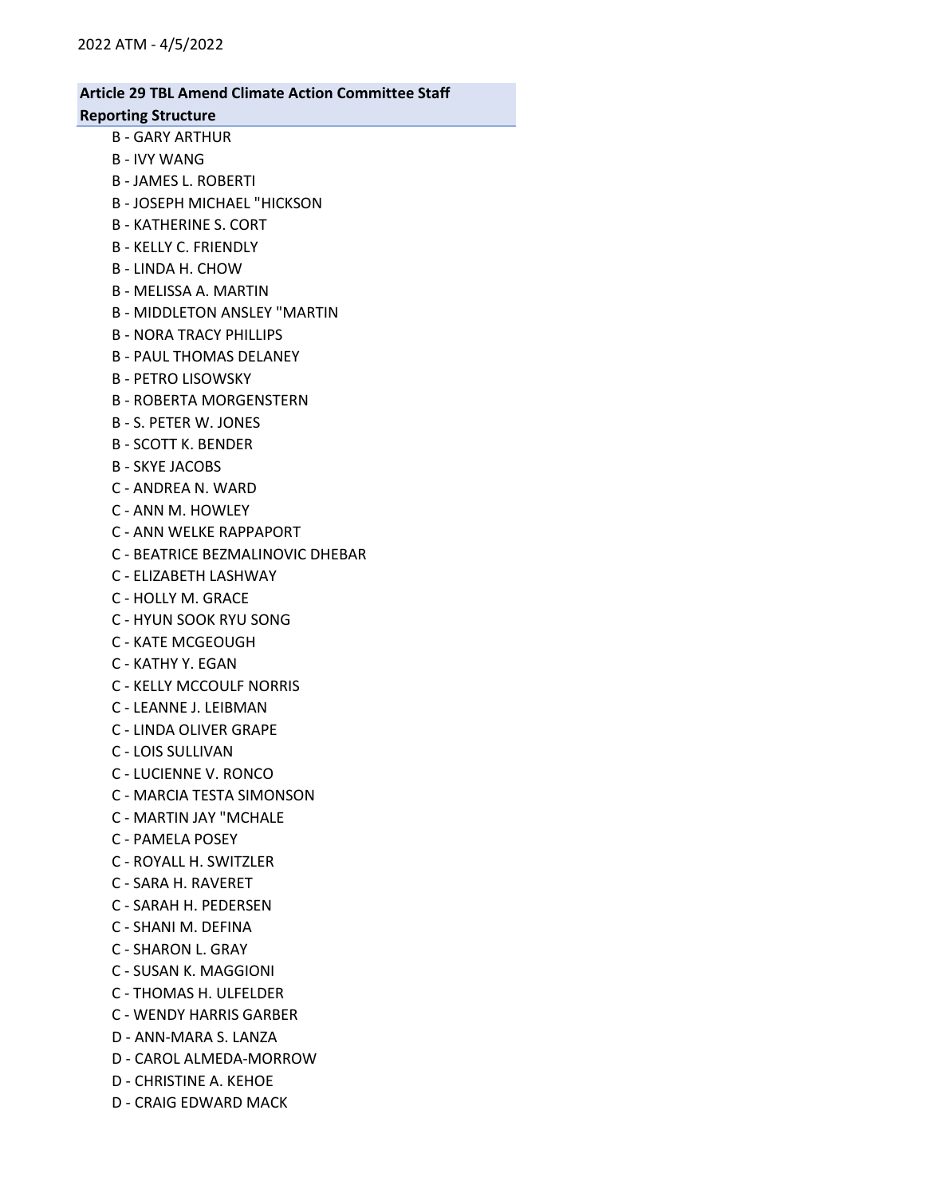**Article 29 TBL Amend Climate Action Committee Staff Reporting Structure**

B - GARY ARTHUR
B - IVY WANG
B - JAMES L. ROBERTI
B - JOSEPH MICHAEL "HICKSON
B - KATHERINE S. CORT
B - KELLY C. FRIENDLY
B - LINDA H. CHOW
B - MELISSA A. MARTIN
B - MIDDLETON ANSLEY "MARTIN
B - NORA TRACY PHILLIPS
B - PAUL THOMAS DELANEY
B - PETRO LISOWSKY
B - ROBERTA MORGENSTERN
B - S. PETER W. JONES
B - SCOTT K. BENDER
B - SKYE JACOBS
C - ANDREA N. WARD
C - ANN M. HOWLEY
C - ANN WELKE RAPPAPORT
C - BEATRICE BEZMALINOVIC DHEBAR
C - ELIZABETH LASHWAY
C - HOLLY M. GRACE
C - HYUN SOOK RYU SONG
C - KATE MCGEOUGH
C - KATHY Y. EGAN
C - KELLY MCCOULF NORRIS
C - LEANNE J. LEIBMAN
C - LINDA OLIVER GRAPE
C - LOIS SULLIVAN
C - LUCIENNE V. RONCO
C - MARCIA TESTA SIMONSON
C - MARTIN JAY "MCHALE
C - PAMELA POSEY
C - ROYALL H. SWITZLER
C - SARA H. RAVERET
C - SARAH H. PEDERSEN
C - SHANI M. DEFINA
C - SHARON L. GRAY
C - SUSAN K. MAGGIONI
C - THOMAS H. ULFELDER
C - WENDY HARRIS GARBER
D - ANN-MARA S. LANZA
D - CAROL ALMEDA-MORROW
D - CHRISTINE A. KEHOE
D - CRAIG EDWARD MACK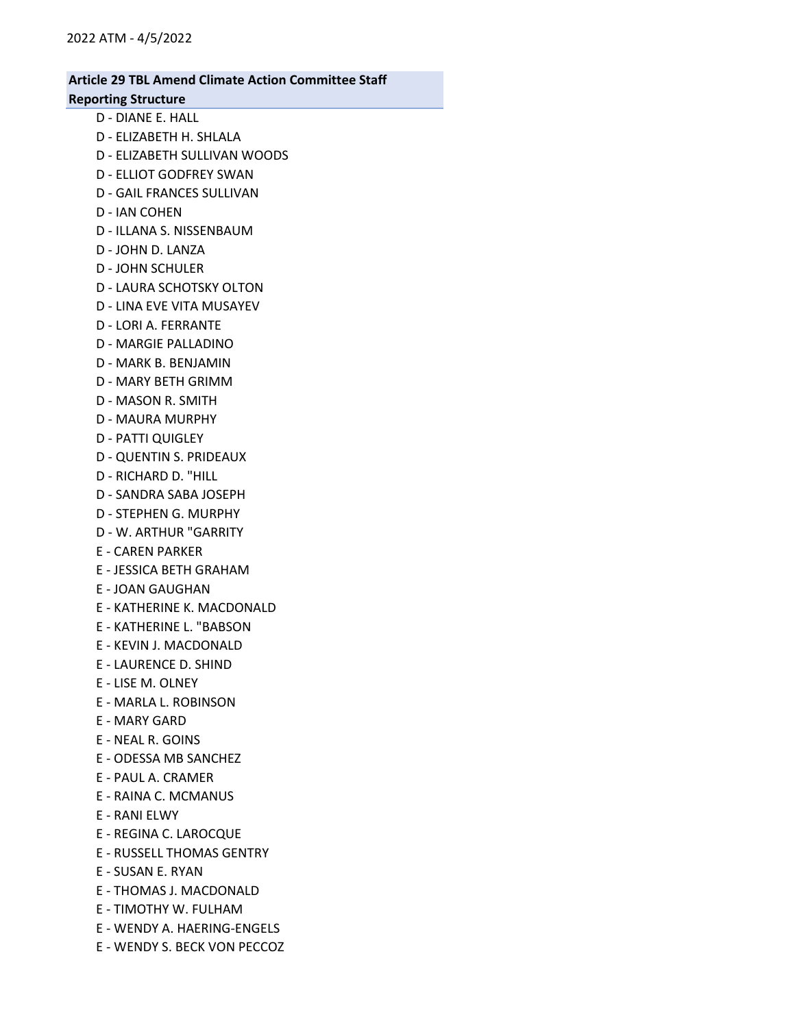**Article 29 TBL Amend Climate Action Committee Staff Reporting Structure**

D - DIANE E. HALL
D - ELIZABETH H. SHLALA
D - ELIZABETH SULLIVAN WOODS
D - ELLIOT GODFREY SWAN
D - GAIL FRANCES SULLIVAN
D - IAN COHEN
D - ILLANA S. NISSENBAUM
D - JOHN D. LANZA
D - JOHN SCHULER
D - LAURA SCHOTSKY OLTON
D - LINA EVE VITA MUSAYEV
D - LORI A. FERRANTE
D - MARGIE PALLADINO
D - MARK B. BENJAMIN
D - MARY BETH GRIMM
D - MASON R. SMITH
D - MAURA MURPHY
D - PATTI QUIGLEY
D - QUENTIN S. PRIDEAUX
D - RICHARD D. "HILL
D - SANDRA SABA JOSEPH
D - STEPHEN G. MURPHY
D - W. ARTHUR "GARRITY
E - CAREN PARKER
E - JESSICA BETH GRAHAM
E - JOAN GAUGHAN
E - KATHERINE K. MACDONALD
E - KATHERINE L. "BABSON
E - KEVIN J. MACDONALD
E - LAURENCE D. SHIND
E - LISE M. OLNEY
E - MARLA L. ROBINSON
E - MARY GARD
E - NEAL R. GOINS
E - ODESSA MB SANCHEZ
E - PAUL A. CRAMER
E - RAINA C. MCMANUS
E - RANI ELWY
E - REGINA C. LAROCQUE
E - RUSSELL THOMAS GENTRY
E - SUSAN E. RYAN
E - THOMAS J. MACDONALD
E - TIMOTHY W. FULHAM
E - WENDY A. HAERING-ENGELS
E - WENDY S. BECK VON PECCOZ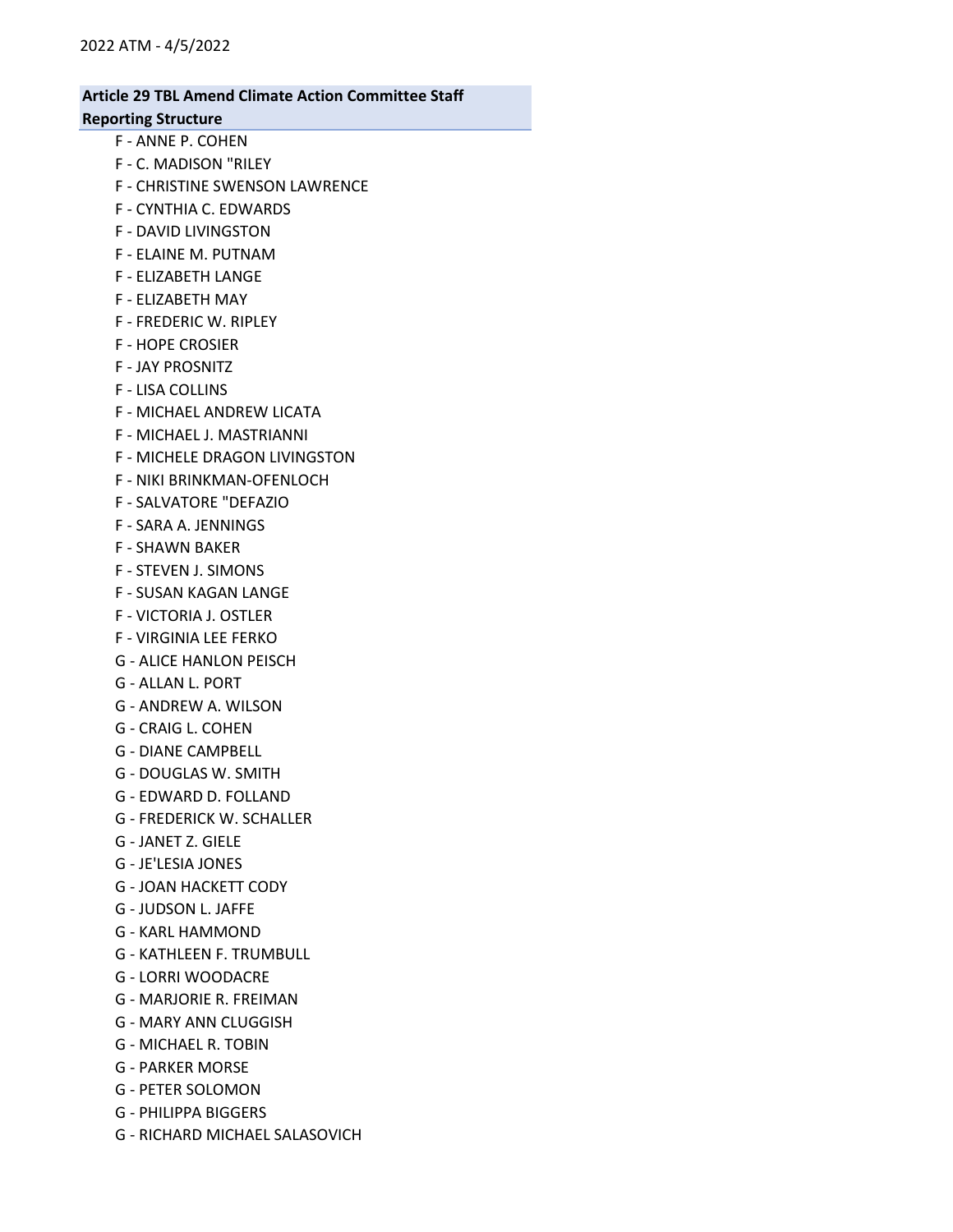**Article 29 TBL Amend Climate Action Committee Staff Reporting Structure**

F - ANNE P. COHEN
F - C. MADISON "RILEY
F - CHRISTINE SWENSON LAWRENCE
F - CYNTHIA C. EDWARDS
F - DAVID LIVINGSTON
F - ELAINE M. PUTNAM
F - ELIZABETH LANGE
F - ELIZABETH MAY
F - FREDERIC W. RIPLEY
F - HOPE CROSIER
F - JAY PROSNITZ
F - LISA COLLINS
F - MICHAEL ANDREW LICATA
F - MICHAEL J. MASTRIANNI
F - MICHELE DRAGON LIVINGSTON
F - NIKI BRINKMAN-OFENLOCH
F - SALVATORE "DEFAZIO
F - SARA A. JENNINGS
F - SHAWN BAKER
F - STEVEN J. SIMONS
F - SUSAN KAGAN LANGE
F - VICTORIA J. OSTLER
F - VIRGINIA LEE FERKO
G - ALICE HANLON PEISCH
G - ALLAN L. PORT
G - ANDREW A. WILSON
G - CRAIG L. COHEN
G - DIANE CAMPBELL
G - DOUGLAS W. SMITH
G - EDWARD D. FOLLAND
G - FREDERICK W. SCHALLER
G - JANET Z. GIELE
G - JE'LESIA JONES
G - JOAN HACKETT CODY
G - JUDSON L. JAFFE
G - KARL HAMMOND
G - KATHLEEN F. TRUMBULL
G - LORRI WOODACRE
G - MARJORIE R. FREIMAN
G - MARY ANN CLUGGISH
G - MICHAEL R. TOBIN
G - PARKER MORSE
G - PETER SOLOMON
G - PHILIPPA BIGGERS
G - RICHARD MICHAEL SALASOVICH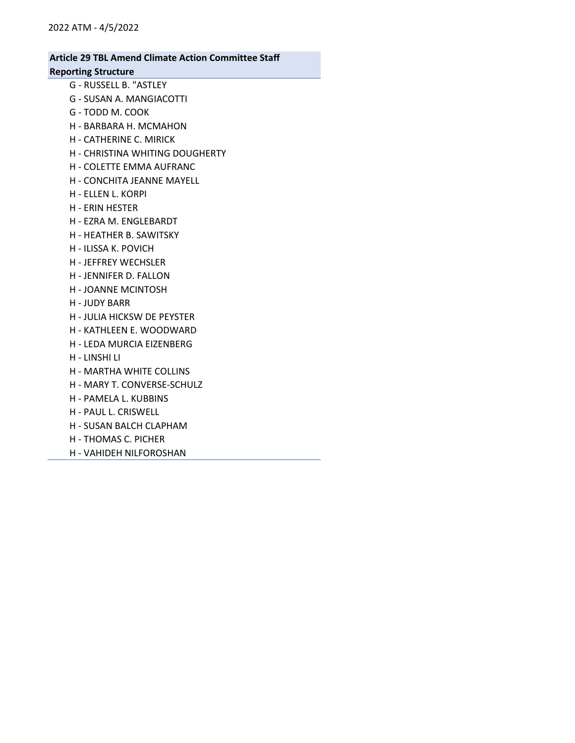| Article 29 TBL Amend Climate Action Committee Staff Reporting Structure |
| --- |
| G - RUSSELL B. "ASTLEY |
| G - SUSAN A. MANGIACOTTI |
| G - TODD M. COOK |
| H - BARBARA H. MCMAHON |
| H - CATHERINE C. MIRICK |
| H - CHRISTINA WHITING DOUGHERTY |
| H - COLETTE EMMA AUFRANC |
| H - CONCHITA JEANNE MAYELL |
| H - ELLEN L. KORPI |
| H - ERIN HESTER |
| H - EZRA M. ENGLEBARDT |
| H - HEATHER B. SAWITSKY |
| H - ILISSA K. POVICH |
| H - JEFFREY WECHSLER |
| H - JENNIFER D. FALLON |
| H - JOANNE MCINTOSH |
| H - JUDY BARR |
| H - JULIA HICKSW DE PEYSTER |
| H - KATHLEEN E. WOODWARD |
| H - LEDA MURCIA EIZENBERG |
| H - LINSHI LI |
| H - MARTHA WHITE COLLINS |
| H - MARY T. CONVERSE-SCHULZ |
| H - PAMELA L. KUBBINS |
| H - PAUL L. CRISWELL |
| H - SUSAN BALCH CLAPHAM |
| H - THOMAS C. PICHER |
| H - VAHIDEH NILFOROSHAN |